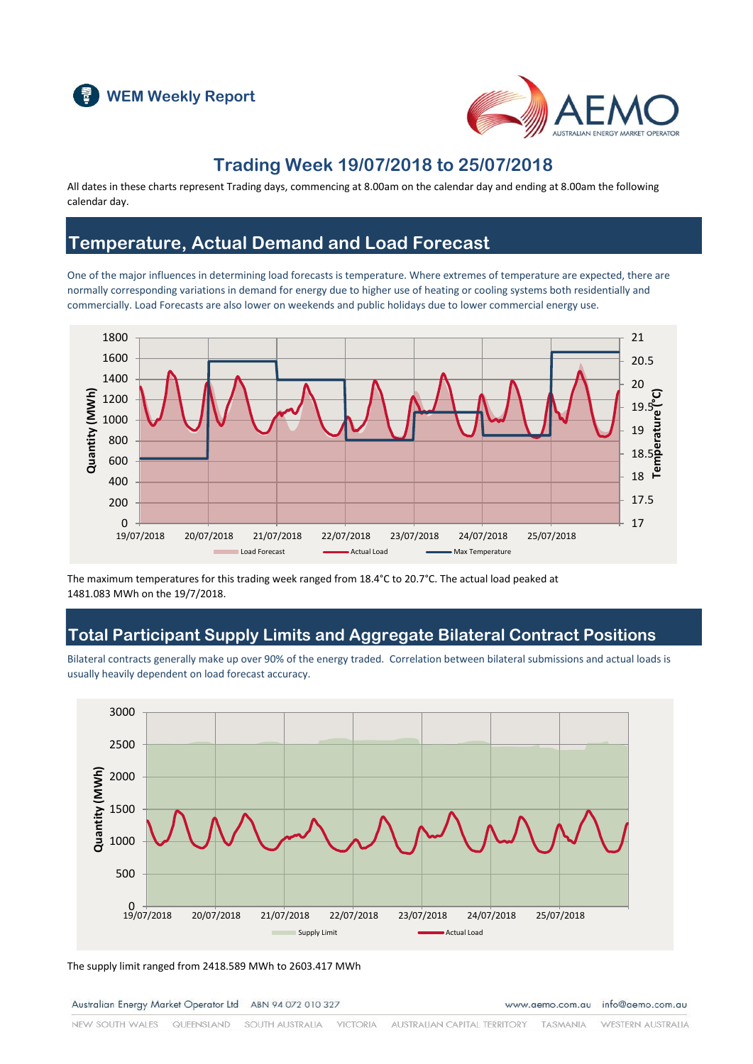WEM Weekly Report

# Trading Week 19/07/2018 to 25/07/2018

All dates in these charts represent Trading days, commencing at 8.00am on the calendar day and ending at 8.00am the following calendar day.

## Temperature, Actual Demand and Load Forecast

One of the major influences in determining load forecasts is temperature. Where extremes of temperature are expected, there are normally corresponding variations in demand for energy due to higher use of heating or cooling systems both residentially and commercially. Load Forecasts are also lower on weekends and public holidays due to lower commercial energy use.

The maximum temperatures for this trading week ranged from 18.4°C to 20.7°C. The actual load peaked at 1481.083 MWh on the 19/7/2018.

## Total Participant Supply Limits and Aggregate Bilateral Contract Positions

Bilateral contracts generally make up over 90% of the energy traded. Correlation between bilateral submissions and actual loads is usually heavily dependent on load forecast accuracy.

The supply limit ranged from 2418.589 MWh to 2603.417 MWh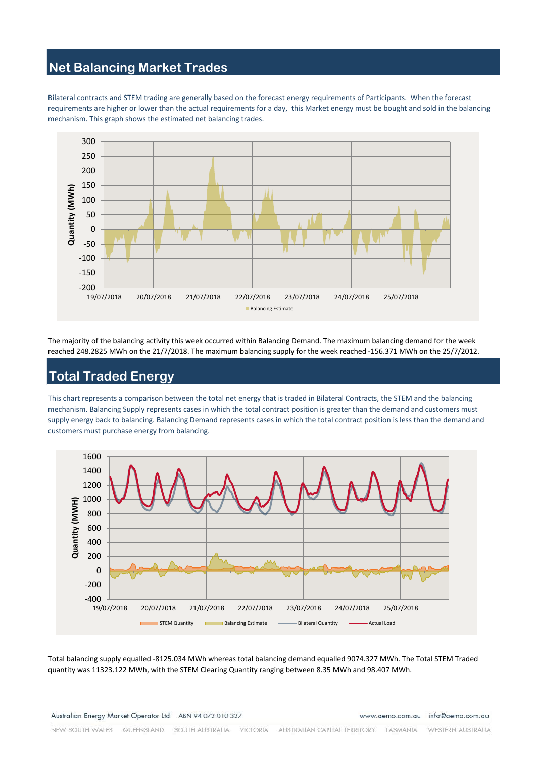## Net Balancing Market Trades

Bilateral contracts and STEM trading are generally based on the forecast energy requirements of Participants. When the forecast requirements are higher or lower than the actual requirements for a day, this Market energy must be bought and sold in the balancing mechanism. This graph shows the estimated net balancing trades.

The majority of the balancing activity this week occurred within Balancing Demand. The maximum balancing demand for the week reached 248.2825 MWh on the 21/7/2018. The maximum balancing supply for the week reached -156.371 MWh on the 25/7/2012.

## Total Traded Energy

This chart represents a comparison between the total net energy that is traded in Bilateral Contracts, the STEM and the balancing mechanism. Balancing Supply represents cases in which the total contract position is greater than the demand and customers must supply energy back to balancing. Balancing Demand represents cases in which the total contract position is less than the demand and customers must purchase energy from balancing.

Total balancing supply equalled -8125.034 MWh whereas total balancing demand equalled 9074.327 MWh. The Total STEM Traded quantity was 11323.122 MWh, with the STEM Clearing Quantity ranging between 8.35 MWh and 98.407 MWh.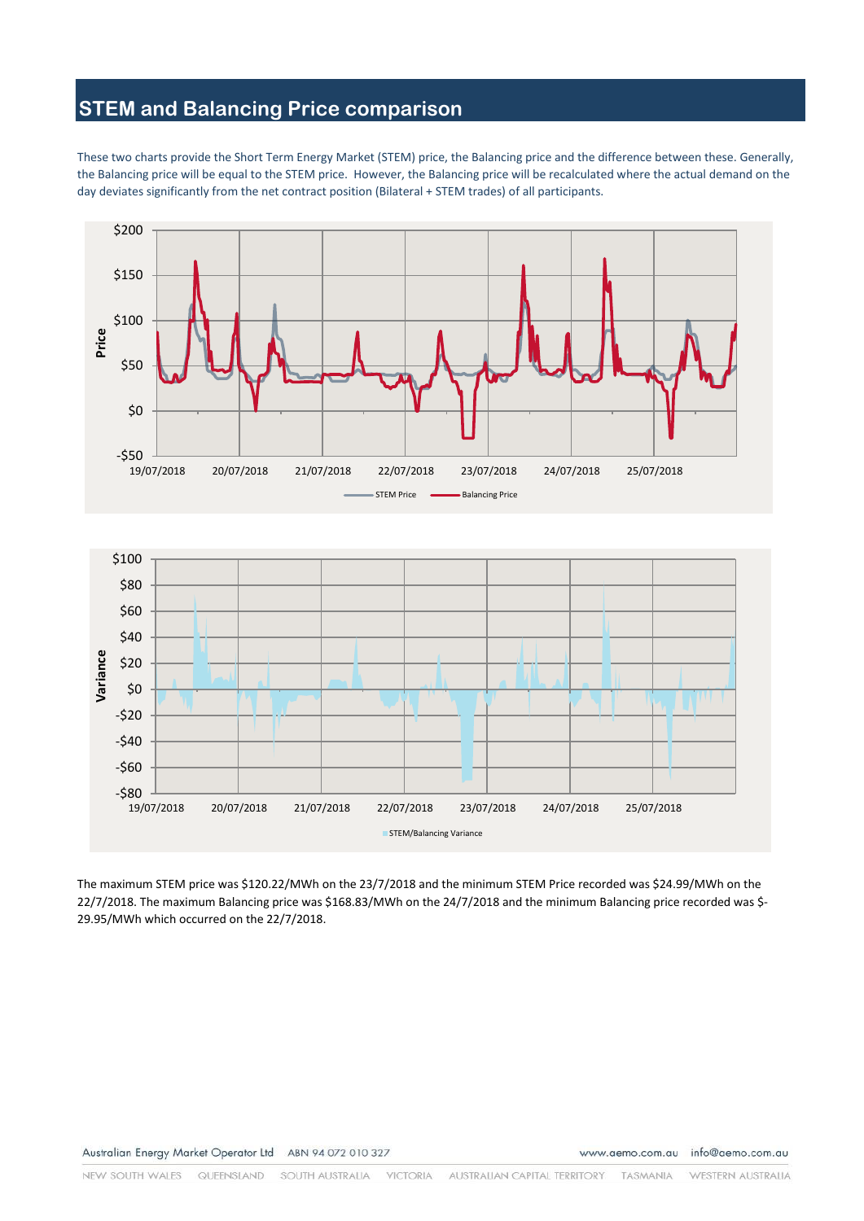## STEM and Balancing Price comparison

These two charts provide the Short Term Energy Market (STEM) price, the Balancing price and the difference between these. Generally, the Balancing price will be equal to the STEM price. However, the Balancing price will be recalculated where the actual demand on the day deviates significantly from the net contract position (Bilateral + STEM trades) of all participants.

Price

$200
$150
$100
$50
$0
-$50

19/07/2018 20/07/2018 21/07/2018 22/07/2018 23/07/2018 24/07/2018 25/07/2018

STEM Price
Balancing Price

Variance

$100
$80
$60
$40
$20
$0
-$20
-$40
-$60
-$80

19/07/2018 20/07/2018 21/07/2018 22/07/2018 23/07/2018 24/07/2018 25/07/2018

STEM/Balancing Variance

The maximum STEM price was $120.22/MWh on the 23/7/2018 and the minimum STEM Price recorded was $24.99/MWh on the 22/7/2018. The maximum Balancing price was $168.83/MWh on the 24/7/2018 and the minimum Balancing price recorded was $-29.95/MWh which occurred on the 22/7/2018.